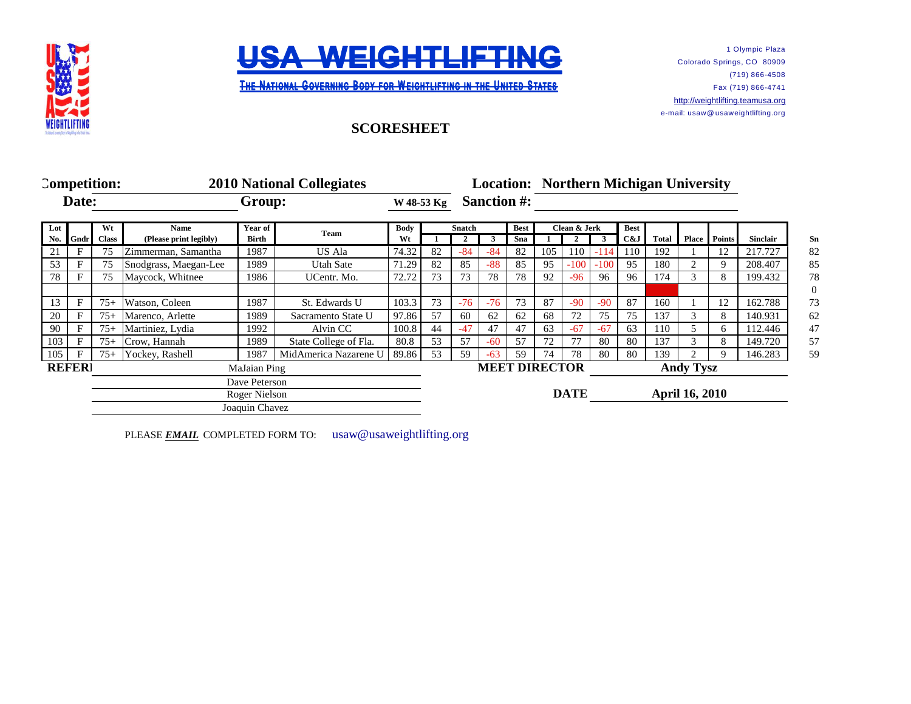# USA WEIGHTLIFTING

THE NATIONAL GOVERNING BODY FOR WEIGHTLIFTING IN THE UNITED STATES

1 Olympic Plaza
Colorado Springs, CO 80909
(719) 866-4508
Fax (719) 866-4741
http://weightlifting.teamusa.org
e-mail: usaw@usaweightlifting.org

## SCORESHEET

**Competition:** 2010 National Collegiates **Location:** Northern Michigan University

**Date:** **Group:** W 48-53 Kg **Sanction #:**

| Lot No. | Gndr | Wt Class | Name (Please print legibly) | Year of Birth | Team | Body Wt | Snatch 1 | Snatch 2 | Snatch 3 | Best Sna | Clean & Jerk 1 | Clean & Jerk 2 | Clean & Jerk 3 | Best C&J | Total | Place | Points | Sinclair | Sn |
|---|---|---|---|---|---|---|---|---|---|---|---|---|---|---|---|---|---|---|---|
| 21 | F | 75 | Zimmerman, Samantha | 1987 | US Ala | 74.32 | 82 | -84 | -84 | 82 | 105 | 110 | -114 | 110 | 192 | 1 | 12 | 217.727 | 82 |
| 53 | F | 75 | Snodgrass, Maegan-Lee | 1989 | Utah Sate | 71.29 | 82 | 85 | -88 | 85 | 95 | -100 | -100 | 95 | 180 | 2 | 9 | 208.407 | 85 |
| 78 | F | 75 | Maycock, Whitnee | 1986 | UCentr. Mo. | 72.72 | 73 | 73 | 78 | 78 | 92 | -96 | 96 | 96 | 174 | 3 | 8 | 199.432 | 78 |
| | | | | | | | | | | | | | | | | | | | 0 |
| 13 | F | 75+ | Watson, Coleen | 1987 | St. Edwards U | 103.3 | 73 | -76 | -76 | 73 | 87 | -90 | -90 | 87 | 160 | 1 | 12 | 162.788 | 73 |
| 20 | F | 75+ | Marenco, Arlette | 1989 | Sacramento State U | 97.86 | 57 | 60 | 62 | 62 | 68 | 72 | 75 | 75 | 137 | 3 | 8 | 140.931 | 62 |
| 90 | F | 75+ | Martiniez, Lydia | 1992 | Alvin CC | 100.8 | 44 | -47 | 47 | 47 | 63 | -67 | -67 | 63 | 110 | 5 | 6 | 112.446 | 47 |
| 103 | F | 75+ | Crow, Hannah | 1989 | State College of Fla. | 80.8 | 53 | 57 | -60 | 57 | 72 | 77 | 80 | 80 | 137 | 3 | 8 | 149.720 | 57 |
| 105 | F | 75+ | Yockey, Rashell | 1987 | MidAmerica Nazarene U | 89.86 | 53 | 59 | -63 | 59 | 74 | 78 | 80 | 80 | 139 | 2 | 9 | 146.283 | 59 |

**REFEREES:** MaJaian Ping, Dave Peterson, Roger Nielson, Joaquin Chavez

**MEET DIRECTOR:** Andy Tysz

**DATE:** April 16, 2010

PLEASE ***EMAIL*** COMPLETED FORM TO: usaw@usaweightlifting.org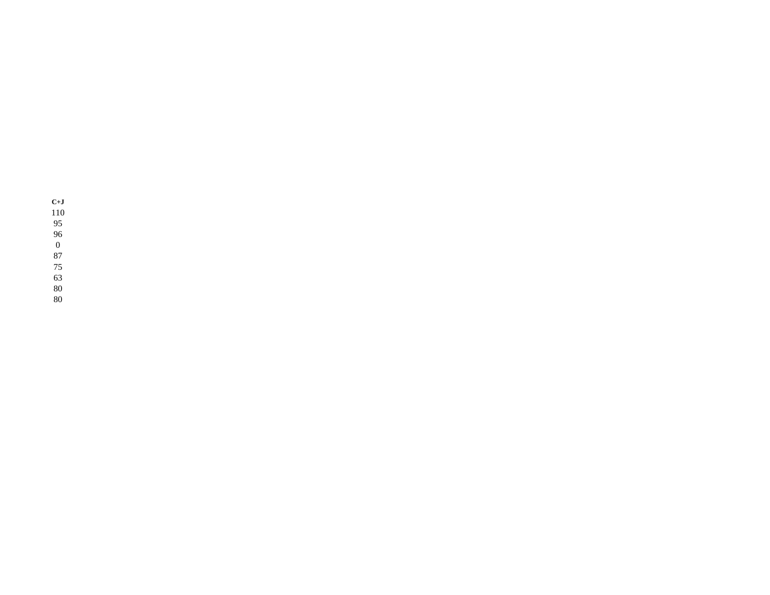| C+J |
|---|
| 110 |
| 95 |
| 96 |
| 0 |
| 87 |
| 75 |
| 63 |
| 80 |
| 80 |